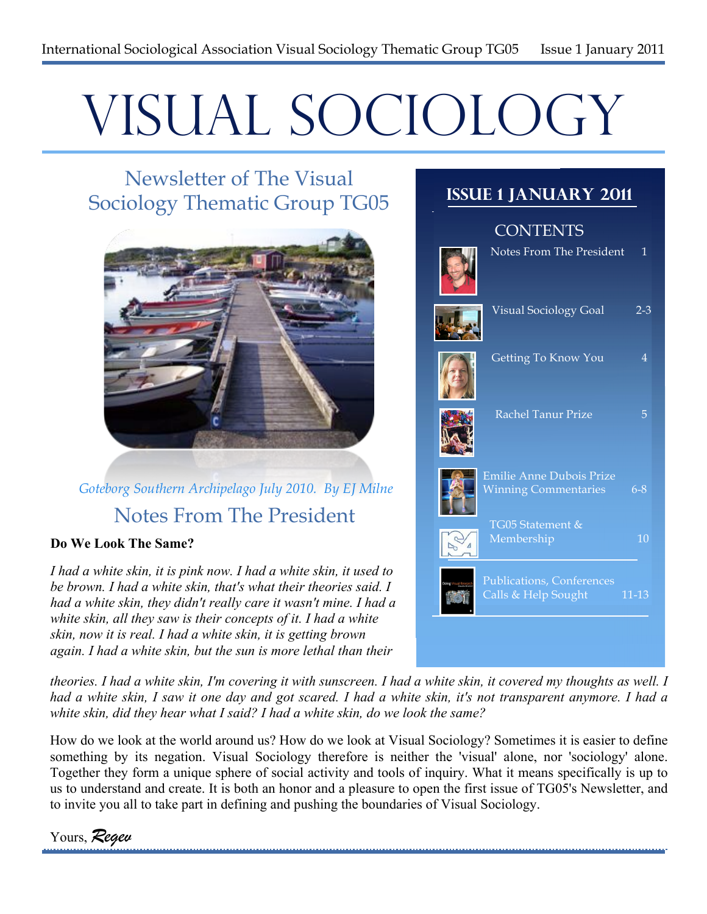# VISUAL SOCIOLOGY

## Newsletter of The Visual Sociology Thematic Group TG05

*Goteborg Southern Archipelago July 2010. By EJ Milne*

**ISSUE 1 JANUARY 2011**

CONTENTS

| | |
|---|---|
| Notes From The President | 1 |
| Visual Sociology Goal | 2-3 |
| Getting To Know You | 4 |
| Rachel Tanur Prize | 5 |
| Emilie Anne Dubois Prize Winning Commentaries | 6-8 |
| TG05 Statement & Membership | 10 |
| Publications, Conferences Calls & Help Sought | 11-13 |

## Notes From The President

**Do We Look The Same?**

*I had a white skin, it is pink now. I had a white skin, it used to be brown. I had a white skin, that's what their theories said. I had a white skin, they didn't really care it wasn't mine. I had a white skin, all they saw is their concepts of it. I had a white skin, now it is real. I had a white skin, it is getting brown again. I had a white skin, but the sun is more lethal than their theories. I had a white skin, I'm covering it with sunscreen. I had a white skin, it covered my thoughts as well. I had a white skin, I saw it one day and got scared. I had a white skin, it's not transparent anymore. I had a white skin, did they hear what I said? I had a white skin, do we look the same?*

How do we look at the world around us? How do we look at Visual Sociology? Sometimes it is easier to define something by its negation. Visual Sociology therefore is neither the 'visual' alone, nor 'sociology' alone. Together they form a unique sphere of social activity and tools of inquiry. What it means specifically is up to us to understand and create. It is both an honor and a pleasure to open the first issue of TG05's Newsletter, and to invite you all to take part in defining and pushing the boundaries of Visual Sociology.

Yours, *Regev*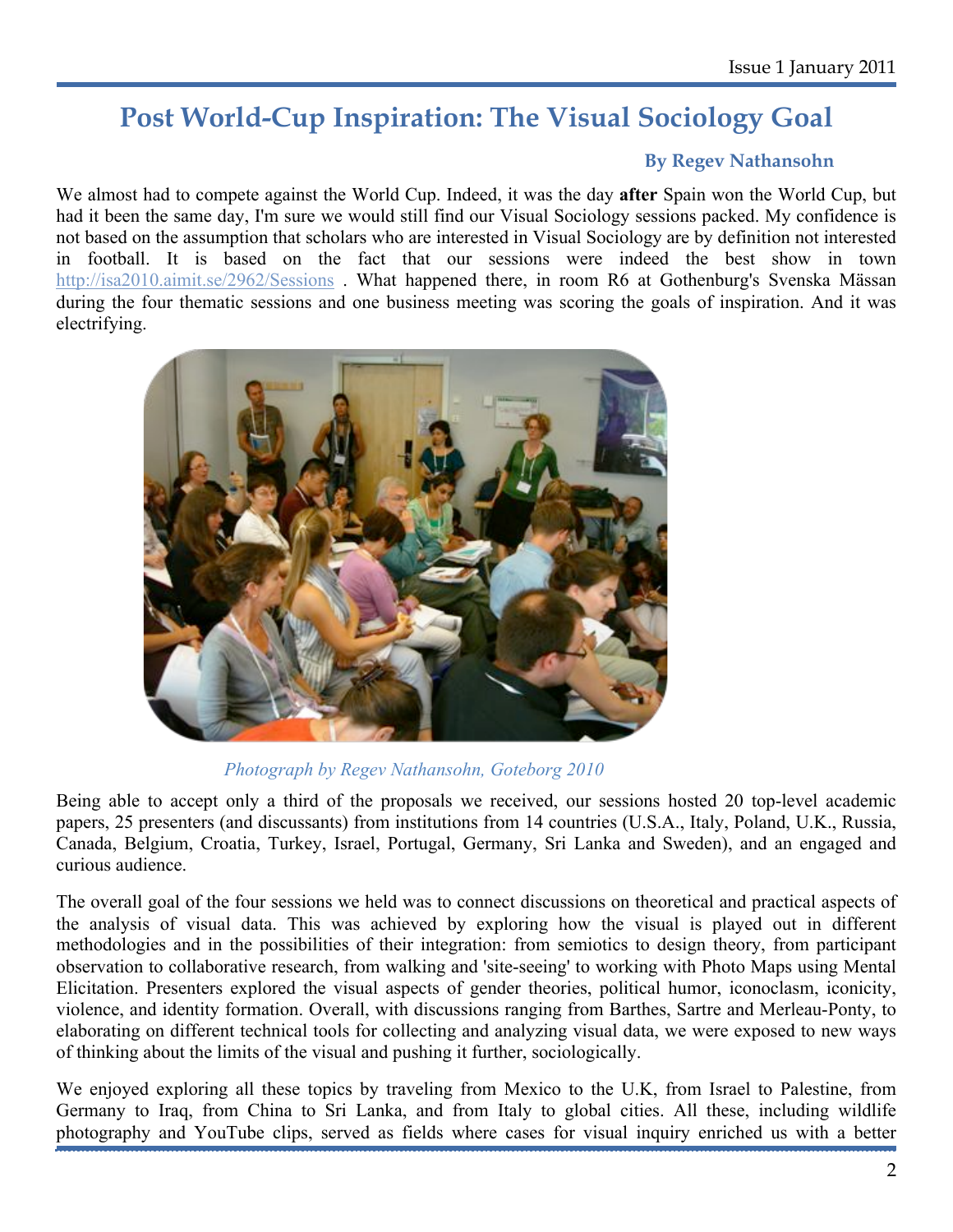# Post World-Cup Inspiration: The Visual Sociology Goal

**By Regev Nathansohn**

We almost had to compete against the World Cup. Indeed, it was the day **after** Spain won the World Cup, but had it been the same day, I'm sure we would still find our Visual Sociology sessions packed. My confidence is not based on the assumption that scholars who are interested in Visual Sociology are by definition not interested in football. It is based on the fact that our sessions were indeed the best show in town http://isa2010.aimit.se/2962/Sessions . What happened there, in room R6 at Gothenburg's Svenska Mässan during the four thematic sessions and one business meeting was scoring the goals of inspiration. And it was electrifying.

*Photograph by Regev Nathansohn, Goteborg 2010*

Being able to accept only a third of the proposals we received, our sessions hosted 20 top-level academic papers, 25 presenters (and discussants) from institutions from 14 countries (U.S.A., Italy, Poland, U.K., Russia, Canada, Belgium, Croatia, Turkey, Israel, Portugal, Germany, Sri Lanka and Sweden), and an engaged and curious audience.

The overall goal of the four sessions we held was to connect discussions on theoretical and practical aspects of the analysis of visual data. This was achieved by exploring how the visual is played out in different methodologies and in the possibilities of their integration: from semiotics to design theory, from participant observation to collaborative research, from walking and 'site-seeing' to working with Photo Maps using Mental Elicitation. Presenters explored the visual aspects of gender theories, political humor, iconoclasm, iconicity, violence, and identity formation. Overall, with discussions ranging from Barthes, Sartre and Merleau-Ponty, to elaborating on different technical tools for collecting and analyzing visual data, we were exposed to new ways of thinking about the limits of the visual and pushing it further, sociologically.

We enjoyed exploring all these topics by traveling from Mexico to the U.K, from Israel to Palestine, from Germany to Iraq, from China to Sri Lanka, and from Italy to global cities. All these, including wildlife photography and YouTube clips, served as fields where cases for visual inquiry enriched us with a better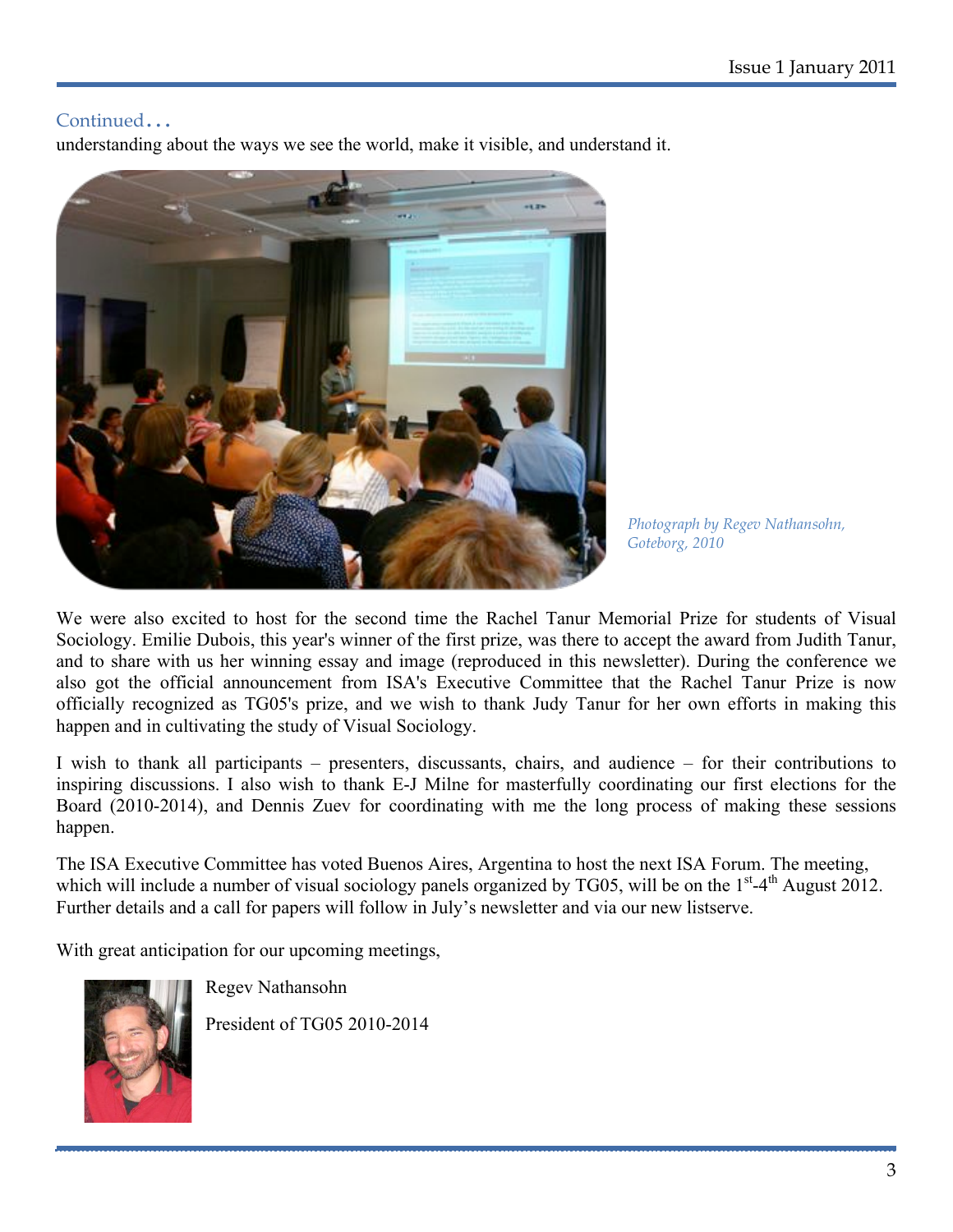Continued…

understanding about the ways we see the world, make it visible, and understand it.

*Photograph by Regev Nathansohn, Goteborg, 2010*

We were also excited to host for the second time the Rachel Tanur Memorial Prize for students of Visual Sociology. Emilie Dubois, this year's winner of the first prize, was there to accept the award from Judith Tanur, and to share with us her winning essay and image (reproduced in this newsletter). During the conference we also got the official announcement from ISA's Executive Committee that the Rachel Tanur Prize is now officially recognized as TG05's prize, and we wish to thank Judy Tanur for her own efforts in making this happen and in cultivating the study of Visual Sociology.

I wish to thank all participants – presenters, discussants, chairs, and audience – for their contributions to inspiring discussions. I also wish to thank E-J Milne for masterfully coordinating our first elections for the Board (2010-2014), and Dennis Zuev for coordinating with me the long process of making these sessions happen.

The ISA Executive Committee has voted Buenos Aires, Argentina to host the next ISA Forum. The meeting, which will include a number of visual sociology panels organized by TG05, will be on the 1st-4th August 2012. Further details and a call for papers will follow in July's newsletter and via our new listserve.

With great anticipation for our upcoming meetings,

Regev Nathansohn

President of TG05 2010-2014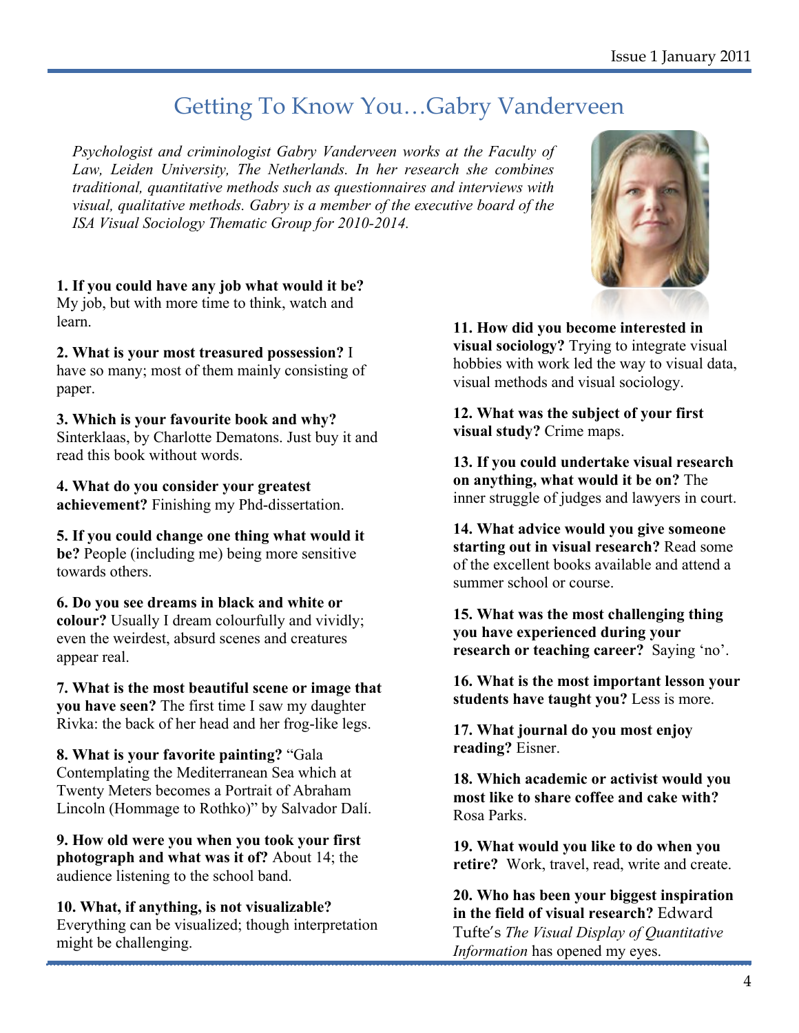# Getting To Know You…Gabry Vanderveen

*Psychologist and criminologist Gabry Vanderveen works at the Faculty of Law, Leiden University, The Netherlands. In her research she combines traditional, quantitative methods such as questionnaires and interviews with visual, qualitative methods. Gabry is a member of the executive board of the ISA Visual Sociology Thematic Group for 2010-2014.*

**1. If you could have any job what would it be?** My job, but with more time to think, watch and learn.

**2. What is your most treasured possession?** I have so many; most of them mainly consisting of paper.

**3. Which is your favourite book and why?** Sinterklaas, by Charlotte Dematons. Just buy it and read this book without words.

**4. What do you consider your greatest achievement?** Finishing my Phd-dissertation.

**5. If you could change one thing what would it be?** People (including me) being more sensitive towards others.

**6. Do you see dreams in black and white or colour?** Usually I dream colourfully and vividly; even the weirdest, absurd scenes and creatures appear real.

**7. What is the most beautiful scene or image that you have seen?** The first time I saw my daughter Rivka: the back of her head and her frog-like legs.

**8. What is your favorite painting?** "Gala Contemplating the Mediterranean Sea which at Twenty Meters becomes a Portrait of Abraham Lincoln (Hommage to Rothko)" by Salvador Dalí.

**9. How old were you when you took your first photograph and what was it of?** About 14; the audience listening to the school band.

**10. What, if anything, is not visualizable?** Everything can be visualized; though interpretation might be challenging.

**11. How did you become interested in visual sociology?** Trying to integrate visual hobbies with work led the way to visual data, visual methods and visual sociology.

**12. What was the subject of your first visual study?** Crime maps.

**13. If you could undertake visual research on anything, what would it be on?** The inner struggle of judges and lawyers in court.

**14. What advice would you give someone starting out in visual research?** Read some of the excellent books available and attend a summer school or course.

**15. What was the most challenging thing you have experienced during your research or teaching career?** Saying 'no'.

**16. What is the most important lesson your students have taught you?** Less is more.

**17. What journal do you most enjoy reading?** Eisner.

**18. Which academic or activist would you most like to share coffee and cake with?** Rosa Parks.

**19. What would you like to do when you retire?** Work, travel, read, write and create.

**20. Who has been your biggest inspiration in the field of visual research?** Edward Tufte's *The Visual Display of Quantitative Information* has opened my eyes.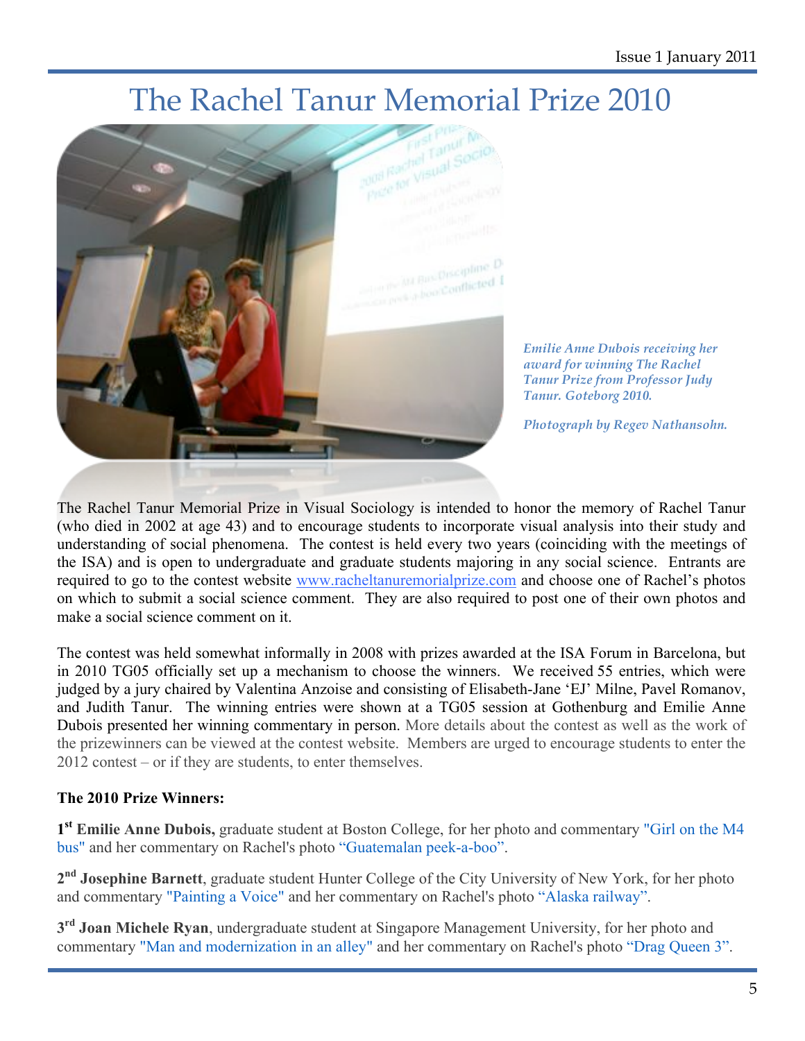# The Rachel Tanur Memorial Prize 2010

*Emilie Anne Dubois receiving her award for winning The Rachel Tanur Prize from Professor Judy Tanur. Goteborg 2010.*

*Photograph by Regev Nathansohn.*

The Rachel Tanur Memorial Prize in Visual Sociology is intended to honor the memory of Rachel Tanur (who died in 2002 at age 43) and to encourage students to incorporate visual analysis into their study and understanding of social phenomena. The contest is held every two years (coinciding with the meetings of the ISA) and is open to undergraduate and graduate students majoring in any social science. Entrants are required to go to the contest website www.racheltanurememorialprize.com and choose one of Rachel's photos on which to submit a social science comment. They are also required to post one of their own photos and make a social science comment on it.

The contest was held somewhat informally in 2008 with prizes awarded at the ISA Forum in Barcelona, but in 2010 TG05 officially set up a mechanism to choose the winners. We received 55 entries, which were judged by a jury chaired by Valentina Anzoise and consisting of Elisabeth-Jane 'EJ' Milne, Pavel Romanov, and Judith Tanur. The winning entries were shown at a TG05 session at Gothenburg and Emilie Anne Dubois presented her winning commentary in person. More details about the contest as well as the work of the prizewinners can be viewed at the contest website. Members are urged to encourage students to enter the 2012 contest – or if they are students, to enter themselves.

**The 2010 Prize Winners:**

1st **Emilie Anne Dubois,** graduate student at Boston College, for her photo and commentary "Girl on the M4 bus" and her commentary on Rachel's photo "Guatemalan peek-a-boo".

2nd **Josephine Barnett**, graduate student Hunter College of the City University of New York, for her photo and commentary "Painting a Voice" and her commentary on Rachel's photo "Alaska railway".

3rd **Joan Michele Ryan**, undergraduate student at Singapore Management University, for her photo and commentary "Man and modernization in an alley" and her commentary on Rachel's photo "Drag Queen 3".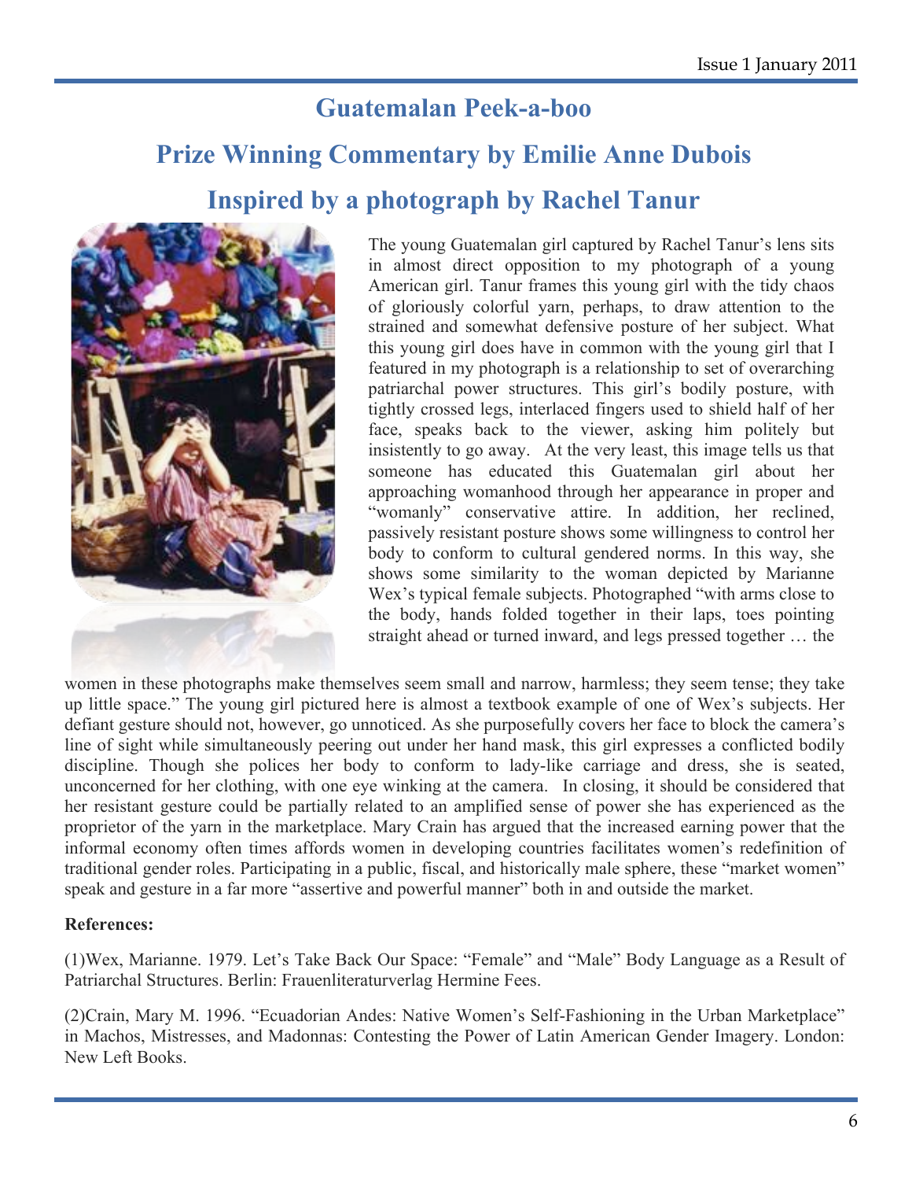# Guatemalan Peek-a-boo

## Prize Winning Commentary by Emilie Anne Dubois

## Inspired by a photograph by Rachel Tanur

The young Guatemalan girl captured by Rachel Tanur's lens sits in almost direct opposition to my photograph of a young American girl. Tanur frames this young girl with the tidy chaos of gloriously colorful yarn, perhaps, to draw attention to the strained and somewhat defensive posture of her subject. What this young girl does have in common with the young girl that I featured in my photograph is a relationship to set of overarching patriarchal power structures. This girl's bodily posture, with tightly crossed legs, interlaced fingers used to shield half of her face, speaks back to the viewer, asking him politely but insistently to go away. At the very least, this image tells us that someone has educated this Guatemalan girl about her approaching womanhood through her appearance in proper and "womanly" conservative attire. In addition, her reclined, passively resistant posture shows some willingness to control her body to conform to cultural gendered norms. In this way, she shows some similarity to the woman depicted by Marianne Wex's typical female subjects. Photographed "with arms close to the body, hands folded together in their laps, toes pointing straight ahead or turned inward, and legs pressed together … the women in these photographs make themselves seem small and narrow, harmless; they seem tense; they take up little space." The young girl pictured here is almost a textbook example of one of Wex's subjects. Her defiant gesture should not, however, go unnoticed. As she purposefully covers her face to block the camera's line of sight while simultaneously peering out under her hand mask, this girl expresses a conflicted bodily discipline. Though she polices her body to conform to lady-like carriage and dress, she is seated, unconcerned for her clothing, with one eye winking at the camera. In closing, it should be considered that her resistant gesture could be partially related to an amplified sense of power she has experienced as the proprietor of the yarn in the marketplace. Mary Crain has argued that the increased earning power that the informal economy often times affords women in developing countries facilitates women's redefinition of traditional gender roles. Participating in a public, fiscal, and historically male sphere, these "market women" speak and gesture in a far more "assertive and powerful manner" both in and outside the market.

**References:**

(1)Wex, Marianne. 1979. Let's Take Back Our Space: "Female" and "Male" Body Language as a Result of Patriarchal Structures. Berlin: Frauenliteraturverlag Hermine Fees.

(2)Crain, Mary M. 1996. "Ecuadorian Andes: Native Women's Self-Fashioning in the Urban Marketplace" in Machos, Mistresses, and Madonnas: Contesting the Power of Latin American Gender Imagery. London: New Left Books.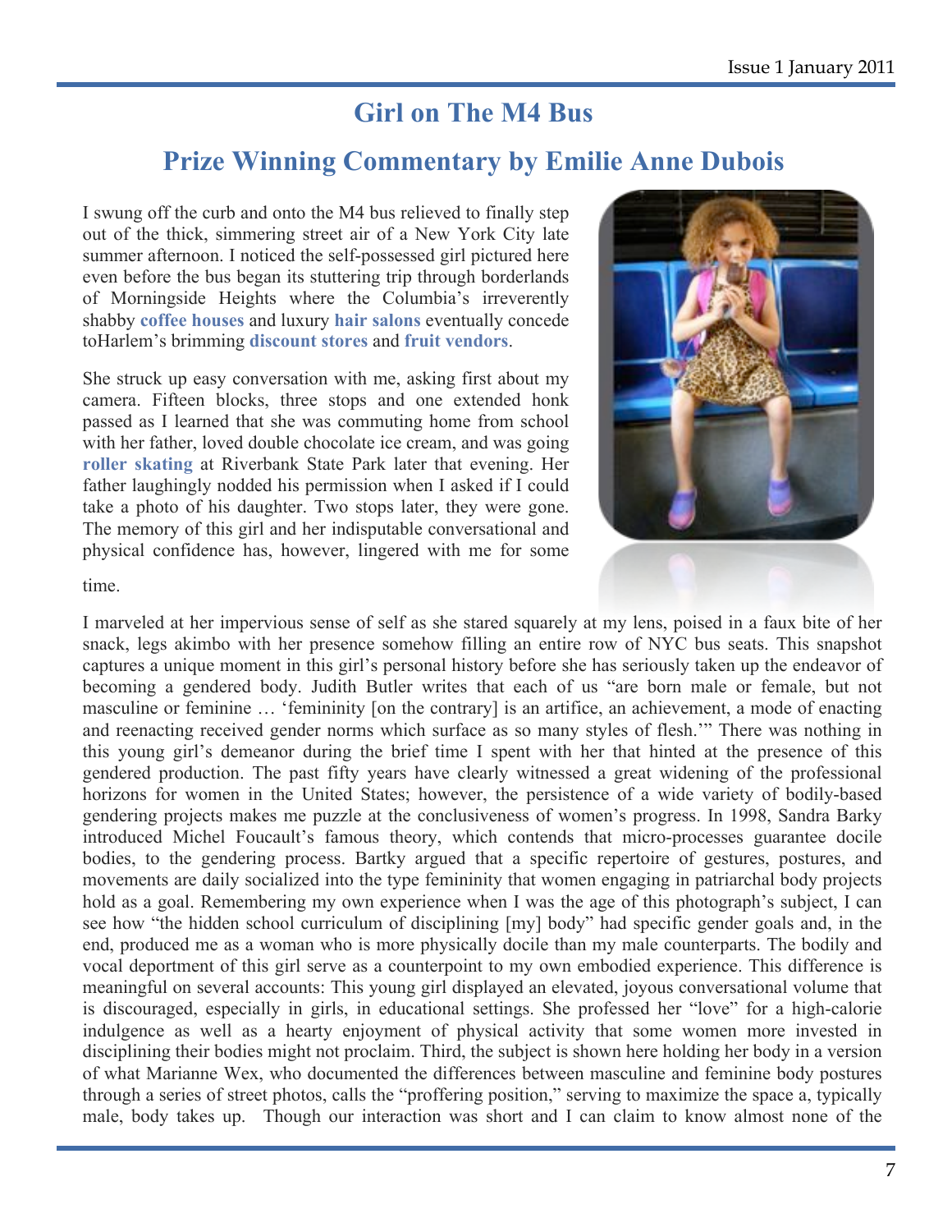# Girl on The M4 Bus

## Prize Winning Commentary by Emilie Anne Dubois

I swung off the curb and onto the M4 bus relieved to finally step out of the thick, simmering street air of a New York City late summer afternoon. I noticed the self-possessed girl pictured here even before the bus began its stuttering trip through borderlands of Morningside Heights where the Columbia's irreverently shabby **coffee houses** and luxury **hair salons** eventually concede toHarlem's brimming **discount stores** and **fruit vendors**.

She struck up easy conversation with me, asking first about my camera. Fifteen blocks, three stops and one extended honk passed as I learned that she was commuting home from school with her father, loved double chocolate ice cream, and was going **roller skating** at Riverbank State Park later that evening. Her father laughingly nodded his permission when I asked if I could take a photo of his daughter. Two stops later, they were gone. The memory of this girl and her indisputable conversational and physical confidence has, however, lingered with me for some time.

I marveled at her impervious sense of self as she stared squarely at my lens, poised in a faux bite of her snack, legs akimbo with her presence somehow filling an entire row of NYC bus seats. This snapshot captures a unique moment in this girl's personal history before she has seriously taken up the endeavor of becoming a gendered body. Judith Butler writes that each of us "are born male or female, but not masculine or feminine … 'femininity [on the contrary] is an artifice, an achievement, a mode of enacting and reenacting received gender norms which surface as so many styles of flesh.'" There was nothing in this young girl's demeanor during the brief time I spent with her that hinted at the presence of this gendered production. The past fifty years have clearly witnessed a great widening of the professional horizons for women in the United States; however, the persistence of a wide variety of bodily-based gendering projects makes me puzzle at the conclusiveness of women's progress. In 1998, Sandra Barky introduced Michel Foucault's famous theory, which contends that micro-processes guarantee docile bodies, to the gendering process. Bartky argued that a specific repertoire of gestures, postures, and movements are daily socialized into the type femininity that women engaging in patriarchal body projects hold as a goal. Remembering my own experience when I was the age of this photograph's subject, I can see how "the hidden school curriculum of disciplining [my] body" had specific gender goals and, in the end, produced me as a woman who is more physically docile than my male counterparts. The bodily and vocal deportment of this girl serve as a counterpoint to my own embodied experience. This difference is meaningful on several accounts: This young girl displayed an elevated, joyous conversational volume that is discouraged, especially in girls, in educational settings. She professed her "love" for a high-calorie indulgence as well as a hearty enjoyment of physical activity that some women more invested in disciplining their bodies might not proclaim. Third, the subject is shown here holding her body in a version of what Marianne Wex, who documented the differences between masculine and feminine body postures through a series of street photos, calls the "proffering position," serving to maximize the space a, typically male, body takes up. Though our interaction was short and I can claim to know almost none of the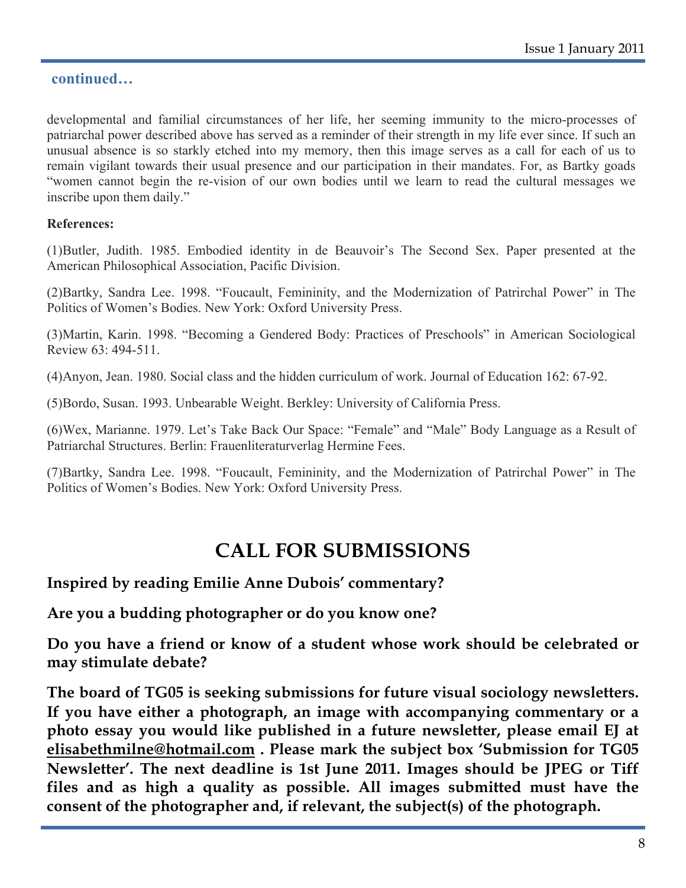**continued…**

developmental and familial circumstances of her life, her seeming immunity to the micro-processes of patriarchal power described above has served as a reminder of their strength in my life ever since. If such an unusual absence is so starkly etched into my memory, then this image serves as a call for each of us to remain vigilant towards their usual presence and our participation in their mandates. For, as Bartky goads "women cannot begin the re-vision of our own bodies until we learn to read the cultural messages we inscribe upon them daily."

**References:**

(1)Butler, Judith. 1985. Embodied identity in de Beauvoir's The Second Sex. Paper presented at the American Philosophical Association, Pacific Division.

(2)Bartky, Sandra Lee. 1998. "Foucault, Femininity, and the Modernization of Patrirchal Power" in The Politics of Women's Bodies. New York: Oxford University Press.

(3)Martin, Karin. 1998. "Becoming a Gendered Body: Practices of Preschools" in American Sociological Review 63: 494-511.

(4)Anyon, Jean. 1980. Social class and the hidden curriculum of work. Journal of Education 162: 67-92.

(5)Bordo, Susan. 1993. Unbearable Weight. Berkley: University of California Press.

(6)Wex, Marianne. 1979. Let's Take Back Our Space: "Female" and "Male" Body Language as a Result of Patriarchal Structures. Berlin: Frauenliteraturverlag Hermine Fees.

(7)Bartky, Sandra Lee. 1998. "Foucault, Femininity, and the Modernization of Patrirchal Power" in The Politics of Women's Bodies. New York: Oxford University Press.

# CALL FOR SUBMISSIONS

**Inspired by reading Emilie Anne Dubois' commentary?**

**Are you a budding photographer or do you know one?**

**Do you have a friend or know of a student whose work should be celebrated or may stimulate debate?**

**The board of TG05 is seeking submissions for future visual sociology newsletters. If you have either a photograph, an image with accompanying commentary or a photo essay you would like published in a future newsletter, please email EJ at elisabethmilne@hotmail.com . Please mark the subject box 'Submission for TG05 Newsletter'. The next deadline is 1st June 2011. Images should be JPEG or Tiff files and as high a quality as possible. All images submitted must have the consent of the photographer and, if relevant, the subject(s) of the photograph.**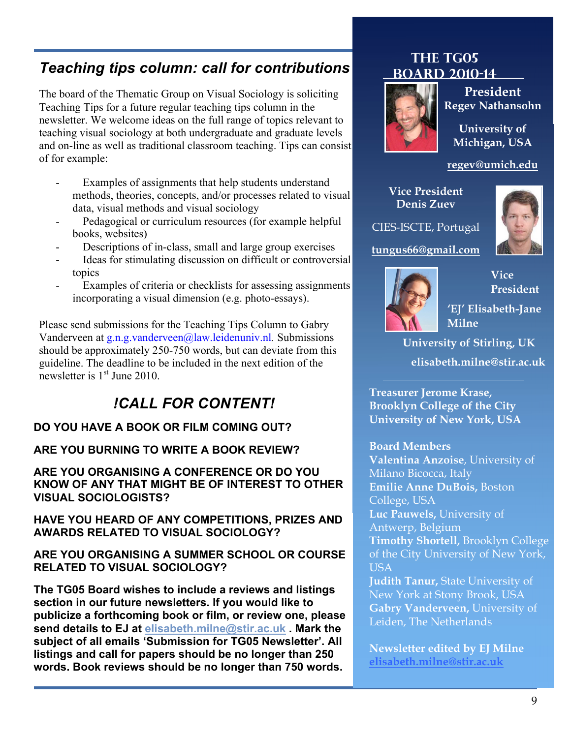## *Teaching tips column: call for contributions*

The board of the Thematic Group on Visual Sociology is soliciting Teaching Tips for a future regular teaching tips column in the newsletter. We welcome ideas on the full range of topics relevant to teaching visual sociology at both undergraduate and graduate levels and on-line as well as traditional classroom teaching. Tips can consist of for example:

- Examples of assignments that help students understand methods, theories, concepts, and/or processes related to visual data, visual methods and visual sociology
- Pedagogical or curriculum resources (for example helpful books, websites)
- Descriptions of in-class, small and large group exercises
- Ideas for stimulating discussion on difficult or controversial topics
- Examples of criteria or checklists for assessing assignments incorporating a visual dimension (e.g. photo-essays).

Please send submissions for the Teaching Tips Column to Gabry Vanderveen at g.n.g.vanderveen@law.leidenuniv.nl. Submissions should be approximately 250-750 words, but can deviate from this guideline. The deadline to be included in the next edition of the newsletter is 1st June 2010.

## *!CALL FOR CONTENT!*

**DO YOU HAVE A BOOK OR FILM COMING OUT?**

**ARE YOU BURNING TO WRITE A BOOK REVIEW?**

**ARE YOU ORGANISING A CONFERENCE OR DO YOU KNOW OF ANY THAT MIGHT BE OF INTEREST TO OTHER VISUAL SOCIOLOGISTS?**

**HAVE YOU HEARD OF ANY COMPETITIONS, PRIZES AND AWARDS RELATED TO VISUAL SOCIOLOGY?**

**ARE YOU ORGANISING A SUMMER SCHOOL OR COURSE RELATED TO VISUAL SOCIOLOGY?**

**The TG05 Board wishes to include a reviews and listings section in our future newsletters. If you would like to publicize a forthcoming book or film, or review one, please send details to EJ at elisabeth.milne@stir.ac.uk . Mark the subject of all emails 'Submission for TG05 Newsletter'. All listings and call for papers should be no longer than 250 words. Book reviews should be no longer than 750 words.**

## THE TG05 BOARD 2010-14

**President**
**Regev Nathansohn**
**University of Michigan, USA**
**regev@umich.edu**

**Vice President**
**Denis Zuev**
CIES-ISCTE, Portugal
**tungus66@gmail.com**

**Vice President**
**'EJ' Elisabeth-Jane Milne**
**University of Stirling, UK**
**elisabeth.milne@stir.ac.uk**

**Treasurer Jerome Krase, Brooklyn College of the City University of New York, USA**

**Board Members**
**Valentina Anzoise**, University of Milano Bicocca, Italy
**Emilie Anne DuBois,** Boston College, USA
**Luc Pauwels,** University of Antwerp, Belgium
**Timothy Shortell,** Brooklyn College of the City University of New York, USA
**Judith Tanur,** State University of New York at Stony Brook, USA
**Gabry Vanderveen,** University of Leiden, The Netherlands

**Newsletter edited by EJ Milne**
**elisabeth.milne@stir.ac.uk**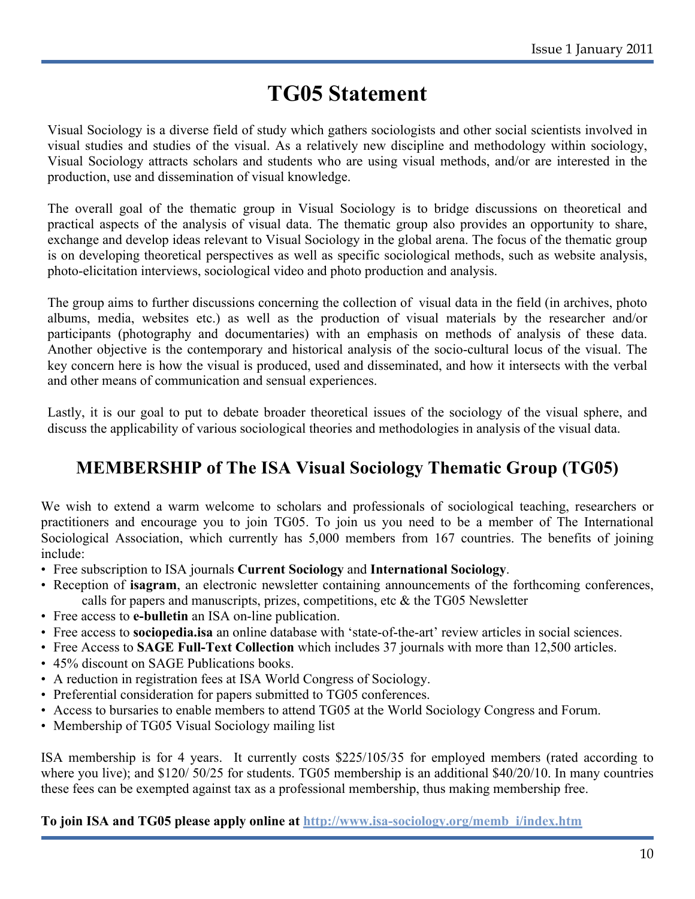# TG05 Statement

Visual Sociology is a diverse field of study which gathers sociologists and other social scientists involved in visual studies and studies of the visual. As a relatively new discipline and methodology within sociology, Visual Sociology attracts scholars and students who are using visual methods, and/or are interested in the production, use and dissemination of visual knowledge.

The overall goal of the thematic group in Visual Sociology is to bridge discussions on theoretical and practical aspects of the analysis of visual data. The thematic group also provides an opportunity to share, exchange and develop ideas relevant to Visual Sociology in the global arena. The focus of the thematic group is on developing theoretical perspectives as well as specific sociological methods, such as website analysis, photo-elicitation interviews, sociological video and photo production and analysis.

The group aims to further discussions concerning the collection of visual data in the field (in archives, photo albums, media, websites etc.) as well as the production of visual materials by the researcher and/or participants (photography and documentaries) with an emphasis on methods of analysis of these data. Another objective is the contemporary and historical analysis of the socio-cultural locus of the visual. The key concern here is how the visual is produced, used and disseminated, and how it intersects with the verbal and other means of communication and sensual experiences.

Lastly, it is our goal to put to debate broader theoretical issues of the sociology of the visual sphere, and discuss the applicability of various sociological theories and methodologies in analysis of the visual data.

## MEMBERSHIP of The ISA Visual Sociology Thematic Group (TG05)

We wish to extend a warm welcome to scholars and professionals of sociological teaching, researchers or practitioners and encourage you to join TG05. To join us you need to be a member of The International Sociological Association, which currently has 5,000 members from 167 countries. The benefits of joining include:

- Free subscription to ISA journals **Current Sociology** and **International Sociology**.
- Reception of **isagram**, an electronic newsletter containing announcements of the forthcoming conferences, calls for papers and manuscripts, prizes, competitions, etc & the TG05 Newsletter
- Free access to **e-bulletin** an ISA on-line publication.
- Free access to **sociopedia.isa** an online database with 'state-of-the-art' review articles in social sciences.
- Free Access to **SAGE Full-Text Collection** which includes 37 journals with more than 12,500 articles.
- 45% discount on SAGE Publications books.
- A reduction in registration fees at ISA World Congress of Sociology.
- Preferential consideration for papers submitted to TG05 conferences.
- Access to bursaries to enable members to attend TG05 at the World Sociology Congress and Forum.
- Membership of TG05 Visual Sociology mailing list

ISA membership is for 4 years. It currently costs $225/105/35 for employed members (rated according to where you live); and $120/ 50/25 for students. TG05 membership is an additional $40/20/10. In many countries these fees can be exempted against tax as a professional membership, thus making membership free.

**To join ISA and TG05 please apply online at [http://www.isa-sociology.org/memb_i/index.htm](http://www.isa-sociology.org/memb_i/index.htm)**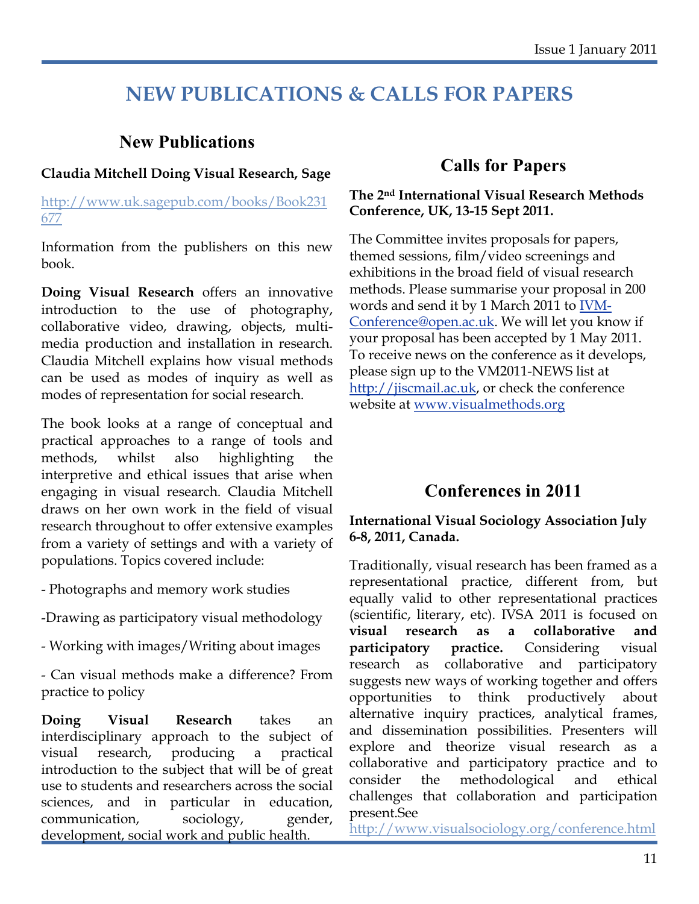# NEW PUBLICATIONS & CALLS FOR PAPERS

## New Publications

**Claudia Mitchell Doing Visual Research, Sage**

http://www.uk.sagepub.com/books/Book231677

Information from the publishers on this new book.

**Doing Visual Research** offers an innovative introduction to the use of photography, collaborative video, drawing, objects, multi-media production and installation in research. Claudia Mitchell explains how visual methods can be used as modes of inquiry as well as modes of representation for social research.

The book looks at a range of conceptual and practical approaches to a range of tools and methods, whilst also highlighting the interpretive and ethical issues that arise when engaging in visual research. Claudia Mitchell draws on her own work in the field of visual research throughout to offer extensive examples from a variety of settings and with a variety of populations. Topics covered include:

- Photographs and memory work studies

-Drawing as participatory visual methodology

- Working with images/Writing about images

- Can visual methods make a difference? From practice to policy

**Doing Visual Research** takes an interdisciplinary approach to the subject of visual research, producing a practical introduction to the subject that will be of great use to students and researchers across the social sciences, and in particular in education, communication, sociology, gender, development, social work and public health.

## Calls for Papers

**The 2nd International Visual Research Methods Conference, UK, 13-15 Sept 2011.**

The Committee invites proposals for papers, themed sessions, film/video screenings and exhibitions in the broad field of visual research methods. Please summarise your proposal in 200 words and send it by 1 March 2011 to IVM-Conference@open.ac.uk. We will let you know if your proposal has been accepted by 1 May 2011. To receive news on the conference as it develops, please sign up to the VM2011-NEWS list at http://jiscmail.ac.uk, or check the conference website at www.visualmethods.org

## Conferences in 2011

**International Visual Sociology Association July 6-8, 2011, Canada.**

Traditionally, visual research has been framed as a representational practice, different from, but equally valid to other representational practices (scientific, literary, etc). IVSA 2011 is focused on **visual research as a collaborative and participatory practice.** Considering visual research as collaborative and participatory suggests new ways of working together and offers opportunities to think productively about alternative inquiry practices, analytical frames, and dissemination possibilities. Presenters will explore and theorize visual research as a collaborative and participatory practice and to consider the methodological and ethical challenges that collaboration and participation present.See http://www.visualsociology.org/conference.html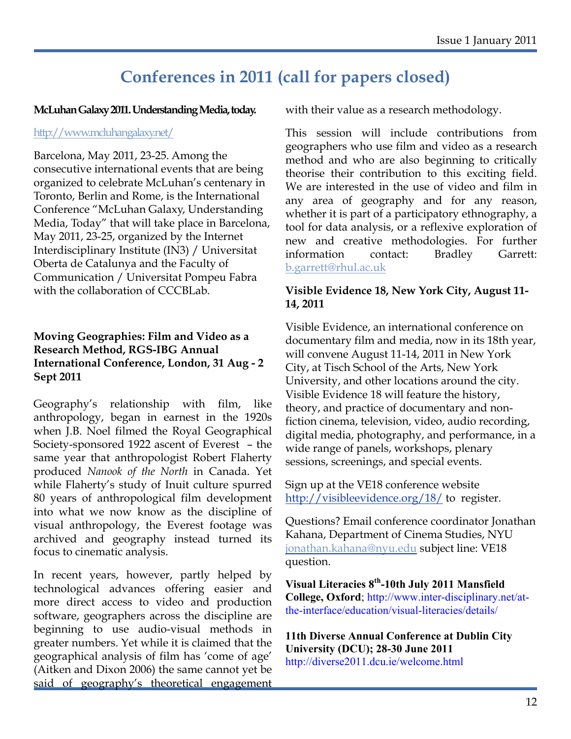# Conferences in 2011 (call for papers closed)

**McLuhan Galaxy 2011. Understanding Media, today.**

http://www.mcluhangalaxy.net/

Barcelona, May 2011, 23-25. Among the consecutive international events that are being organized to celebrate McLuhan's centenary in Toronto, Berlin and Rome, is the International Conference "McLuhan Galaxy, Understanding Media, Today" that will take place in Barcelona, May 2011, 23-25, organized by the Internet Interdisciplinary Institute (IN3) / Universitat Oberta de Catalunya and the Faculty of Communication / Universitat Pompeu Fabra with the collaboration of CCCBLab.

**Moving Geographies: Film and Video as a Research Method, RGS-IBG Annual International Conference, London, 31 Aug - 2 Sept 2011**

Geography's relationship with film, like anthropology, began in earnest in the 1920s when J.B. Noel filmed the Royal Geographical Society-sponsored 1922 ascent of Everest – the same year that anthropologist Robert Flaherty produced *Nanook of the North* in Canada. Yet while Flaherty's study of Inuit culture spurred 80 years of anthropological film development into what we now know as the discipline of visual anthropology, the Everest footage was archived and geography instead turned its focus to cinematic analysis.

In recent years, however, partly helped by technological advances offering easier and more direct access to video and production software, geographers across the discipline are beginning to use audio-visual methods in greater numbers. Yet while it is claimed that the geographical analysis of film has 'come of age' (Aitken and Dixon 2006) the same cannot yet be said of geography's theoretical engagement with their value as a research methodology.

This session will include contributions from geographers who use film and video as a research method and who are also beginning to critically theorise their contribution to this exciting field. We are interested in the use of video and film in any area of geography and for any reason, whether it is part of a participatory ethnography, a tool for data analysis, or a reflexive exploration of new and creative methodologies. For further information contact: Bradley Garrett: b.garrett@rhul.ac.uk

**Visible Evidence 18, New York City, August 11-14, 2011**

Visible Evidence, an international conference on documentary film and media, now in its 18th year, will convene August 11-14, 2011 in New York City, at Tisch School of the Arts, New York University, and other locations around the city. Visible Evidence 18 will feature the history, theory, and practice of documentary and non-fiction cinema, television, video, audio recording, digital media, photography, and performance, in a wide range of panels, workshops, plenary sessions, screenings, and special events.

Sign up at the VE18 conference website http://visibleevidence.org/18/ to register.

Questions? Email conference coordinator Jonathan Kahana, Department of Cinema Studies, NYU jonathan.kahana@nyu.edu subject line: VE18 question.

**Visual Literacies 8th-10th July 2011 Mansfield College, Oxford**; http://www.inter-disciplinary.net/at-the-interface/education/visual-literacies/details/

**11th Diverse Annual Conference at Dublin City University (DCU); 28-30 June 2011**
http://diverse2011.dcu.ie/welcome.html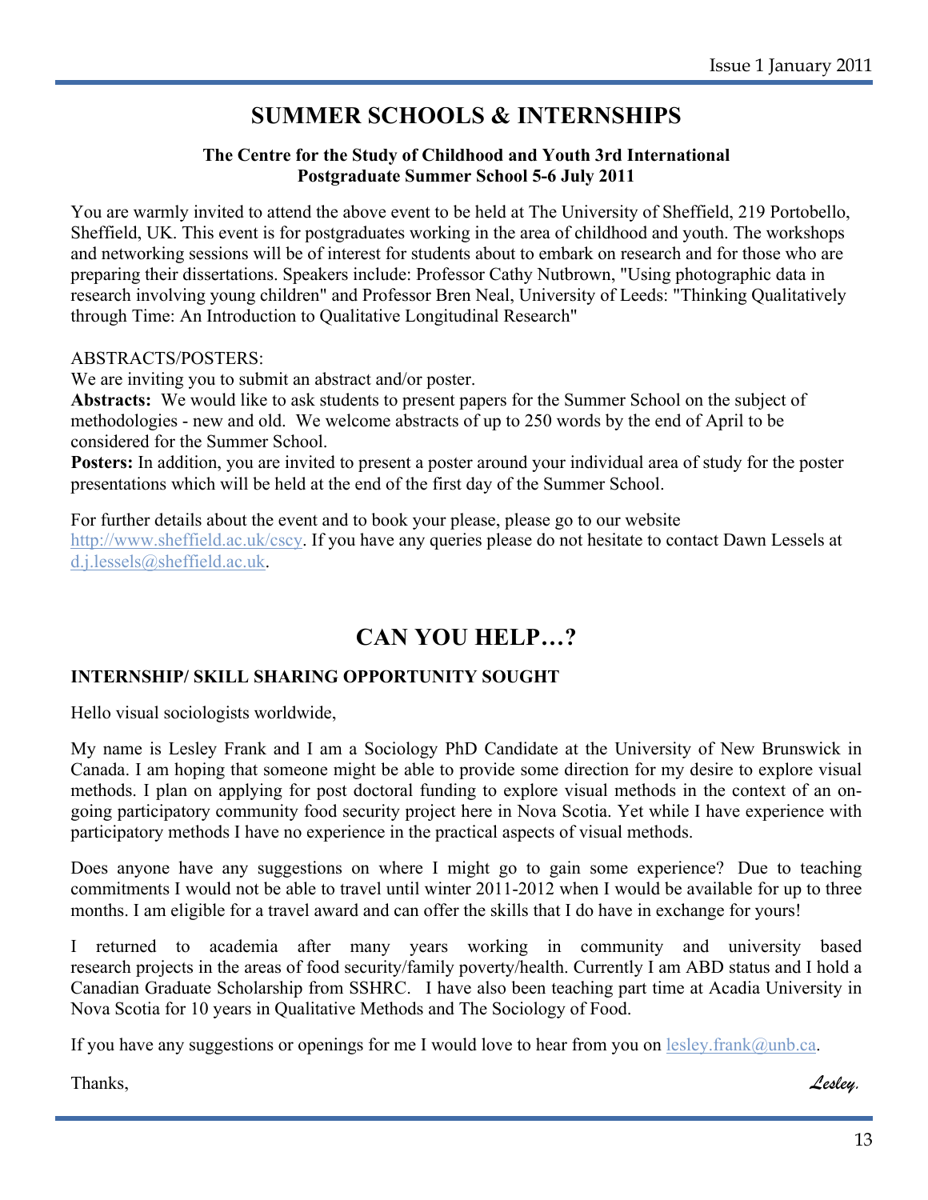# SUMMER SCHOOLS & INTERNSHIPS

**The Centre for the Study of Childhood and Youth 3rd International Postgraduate Summer School 5-6 July 2011**

You are warmly invited to attend the above event to be held at The University of Sheffield, 219 Portobello, Sheffield, UK. This event is for postgraduates working in the area of childhood and youth. The workshops and networking sessions will be of interest for students about to embark on research and for those who are preparing their dissertations. Speakers include: Professor Cathy Nutbrown, "Using photographic data in research involving young children" and Professor Bren Neal, University of Leeds: "Thinking Qualitatively through Time: An Introduction to Qualitative Longitudinal Research"

ABSTRACTS/POSTERS:
We are inviting you to submit an abstract and/or poster.
**Abstracts:** We would like to ask students to present papers for the Summer School on the subject of methodologies - new and old. We welcome abstracts of up to 250 words by the end of April to be considered for the Summer School.
**Posters:** In addition, you are invited to present a poster around your individual area of study for the poster presentations which will be held at the end of the first day of the Summer School.

For further details about the event and to book your please, please go to our website http://www.sheffield.ac.uk/cscy. If you have any queries please do not hesitate to contact Dawn Lessels at d.j.lessels@sheffield.ac.uk.

# CAN YOU HELP…?

**INTERNSHIP/ SKILL SHARING OPPORTUNITY SOUGHT**

Hello visual sociologists worldwide,

My name is Lesley Frank and I am a Sociology PhD Candidate at the University of New Brunswick in Canada. I am hoping that someone might be able to provide some direction for my desire to explore visual methods. I plan on applying for post doctoral funding to explore visual methods in the context of an on-going participatory community food security project here in Nova Scotia. Yet while I have experience with participatory methods I have no experience in the practical aspects of visual methods.

Does anyone have any suggestions on where I might go to gain some experience? Due to teaching commitments I would not be able to travel until winter 2011-2012 when I would be available for up to three months. I am eligible for a travel award and can offer the skills that I do have in exchange for yours!

I returned to academia after many years working in community and university based research projects in the areas of food security/family poverty/health. Currently I am ABD status and I hold a Canadian Graduate Scholarship from SSHRC. I have also been teaching part time at Acadia University in Nova Scotia for 10 years in Qualitative Methods and The Sociology of Food.

If you have any suggestions or openings for me I would love to hear from you on lesley.frank@unb.ca.

Thanks,

*Lesley.*